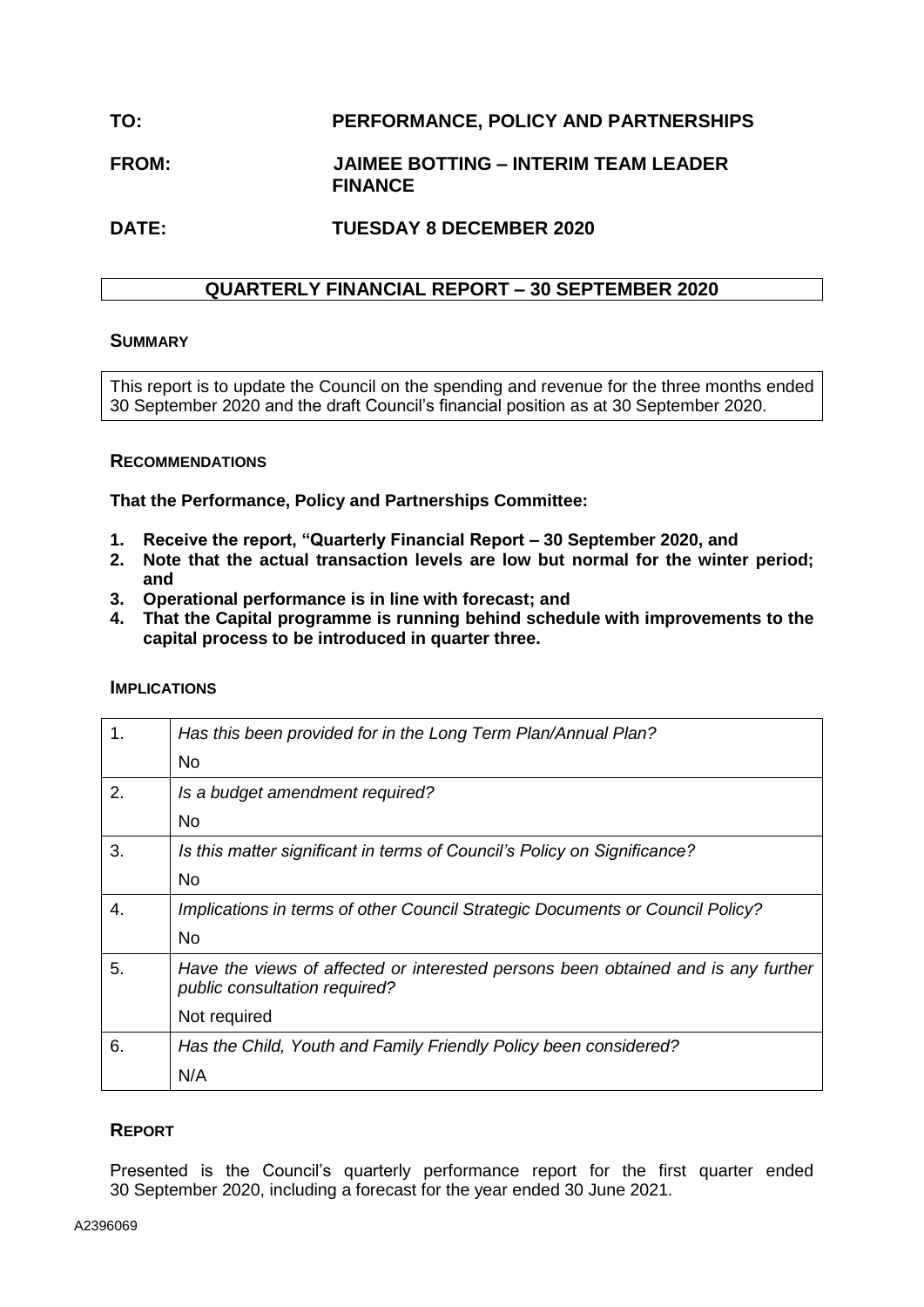**TO:** **PERFORMANCE, POLICY AND PARTNERSHIPS**

**FROM:** **JAIMEE BOTTING – INTERIM TEAM LEADER FINANCE**

**DATE:** **TUESDAY 8 DECEMBER 2020**

## QUARTERLY FINANCIAL REPORT – 30 SEPTEMBER 2020

### SUMMARY

This report is to update the Council on the spending and revenue for the three months ended 30 September 2020 and the draft Council's financial position as at 30 September 2020.

### RECOMMENDATIONS

**That the Performance, Policy and Partnerships Committee:**

1. **Receive the report, "Quarterly Financial Report – 30 September 2020, and**
2. **Note that the actual transaction levels are low but normal for the winter period; and**
3. **Operational performance is in line with forecast; and**
4. **That the Capital programme is running behind schedule with improvements to the capital process to be introduced in quarter three.**

### IMPLICATIONS

| | |
|---|---|
| 1. | *Has this been provided for in the Long Term Plan/Annual Plan?* <br> No |
| 2. | *Is a budget amendment required?* <br> No |
| 3. | *Is this matter significant in terms of Council's Policy on Significance?* <br> No |
| 4. | *Implications in terms of other Council Strategic Documents or Council Policy?* <br> No |
| 5. | *Have the views of affected or interested persons been obtained and is any further public consultation required?* <br> Not required |
| 6. | *Has the Child, Youth and Family Friendly Policy been considered?* <br> N/A |

### REPORT

Presented is the Council's quarterly performance report for the first quarter ended 30 September 2020, including a forecast for the year ended 30 June 2021.

A2396069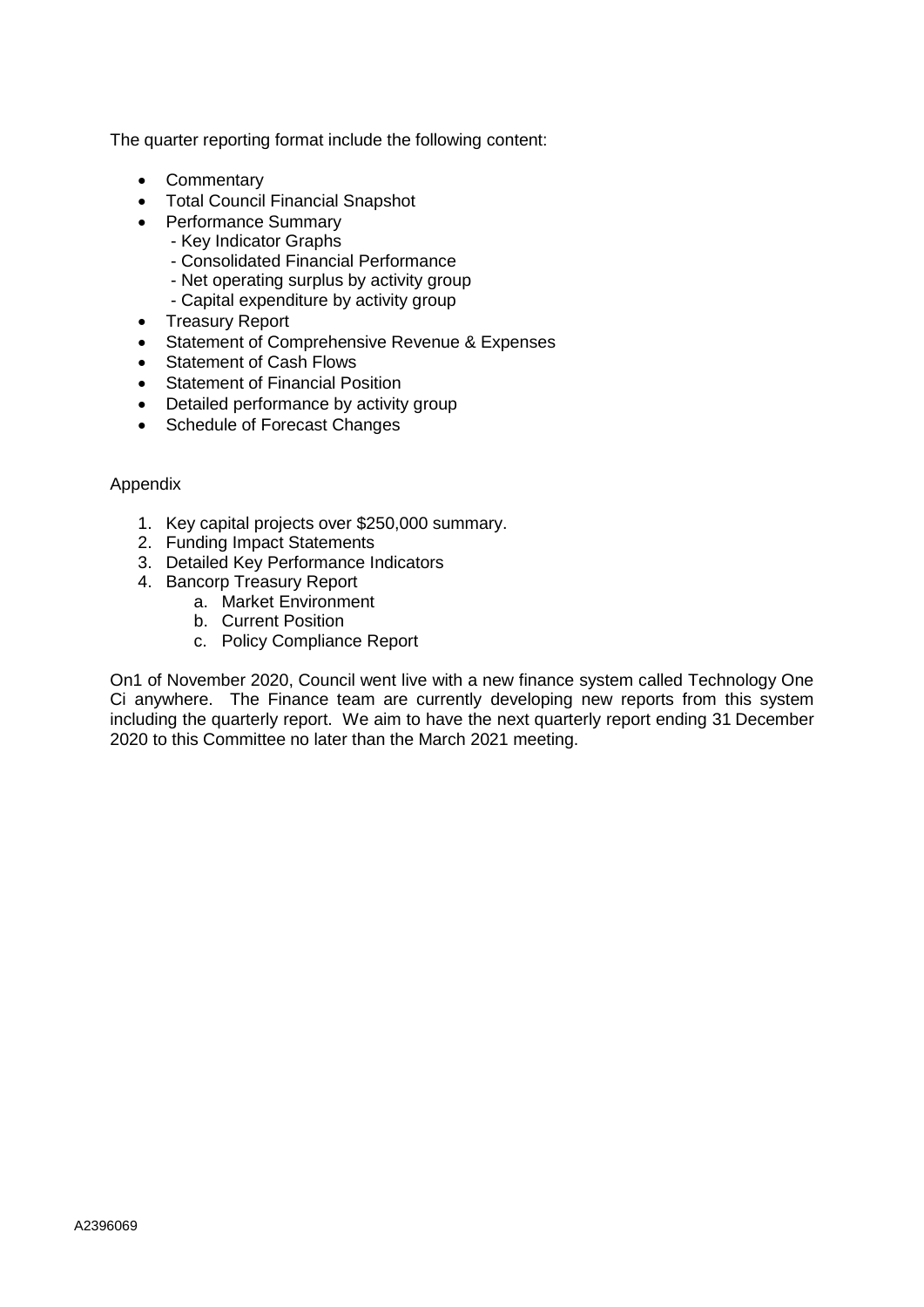The quarter reporting format include the following content:

- Commentary
- Total Council Financial Snapshot
- Performance Summary
  - Key Indicator Graphs
  - Consolidated Financial Performance
  - Net operating surplus by activity group
  - Capital expenditure by activity group
- Treasury Report
- Statement of Comprehensive Revenue & Expenses
- Statement of Cash Flows
- Statement of Financial Position
- Detailed performance by activity group
- Schedule of Forecast Changes

Appendix

1. Key capital projects over $250,000 summary.
2. Funding Impact Statements
3. Detailed Key Performance Indicators
4. Bancorp Treasury Report
   a. Market Environment
   b. Current Position
   c. Policy Compliance Report

On1 of November 2020, Council went live with a new finance system called Technology One Ci anywhere. The Finance team are currently developing new reports from this system including the quarterly report. We aim to have the next quarterly report ending 31 December 2020 to this Committee no later than the March 2021 meeting.

A2396069